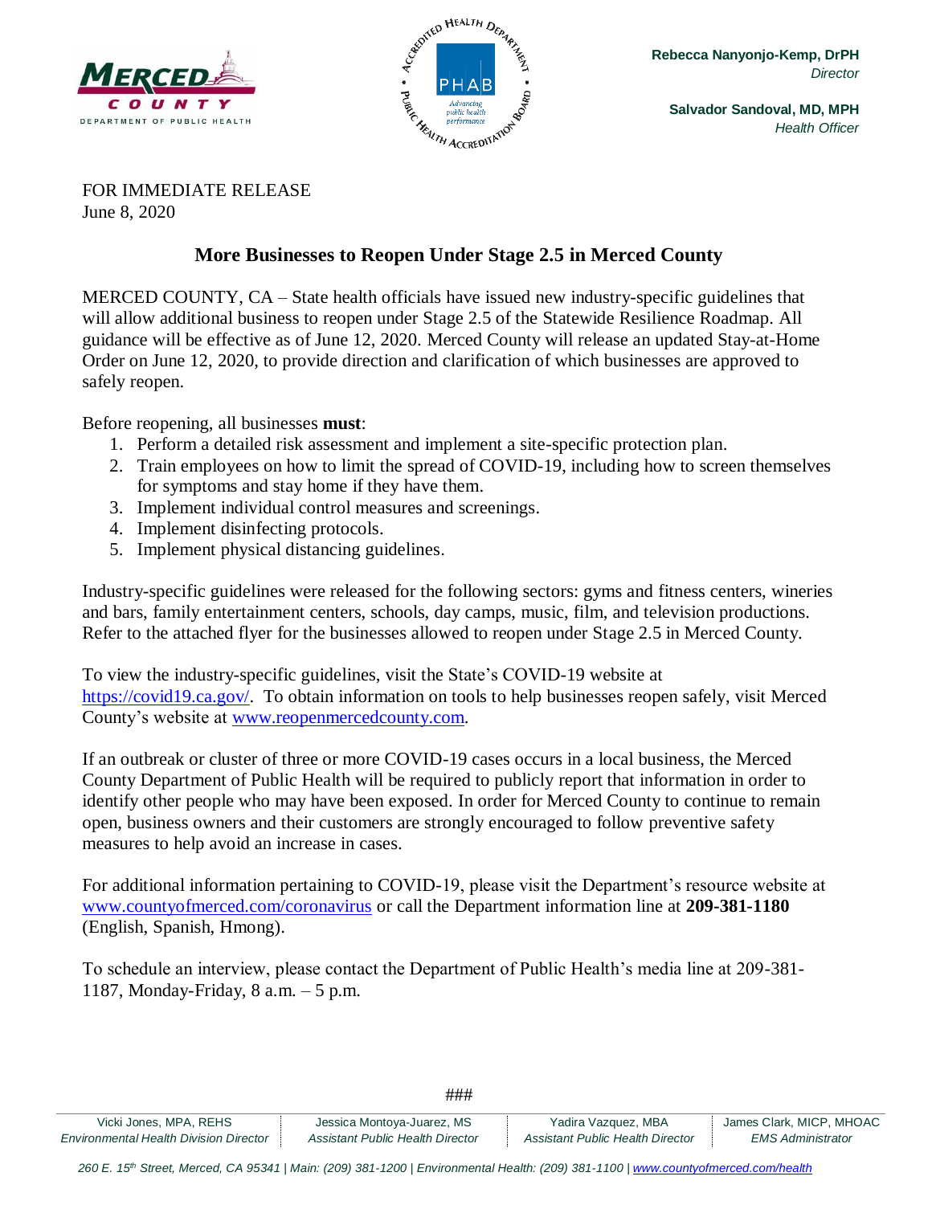MERCED COUNTY
DEPARTMENT OF PUBLIC HEALTH

**Rebecca Nanyonjo-Kemp, DrPH**
*Director*

**Salvador Sandoval, MD, MPH**
*Health Officer*

FOR IMMEDIATE RELEASE
June 8, 2020

## More Businesses to Reopen Under Stage 2.5 in Merced County

MERCED COUNTY, CA – State health officials have issued new industry-specific guidelines that will allow additional business to reopen under Stage 2.5 of the Statewide Resilience Roadmap. All guidance will be effective as of June 12, 2020. Merced County will release an updated Stay-at-Home Order on June 12, 2020, to provide direction and clarification of which businesses are approved to safely reopen.

Before reopening, all businesses **must**:

1. Perform a detailed risk assessment and implement a site-specific protection plan.
2. Train employees on how to limit the spread of COVID-19, including how to screen themselves for symptoms and stay home if they have them.
3. Implement individual control measures and screenings.
4. Implement disinfecting protocols.
5. Implement physical distancing guidelines.

Industry-specific guidelines were released for the following sectors: gyms and fitness centers, wineries and bars, family entertainment centers, schools, day camps, music, film, and television productions. Refer to the attached flyer for the businesses allowed to reopen under Stage 2.5 in Merced County.

To view the industry-specific guidelines, visit the State's COVID-19 website at https://covid19.ca.gov/. To obtain information on tools to help businesses reopen safely, visit Merced County's website at www.reopenmercedcounty.com.

If an outbreak or cluster of three or more COVID-19 cases occurs in a local business, the Merced County Department of Public Health will be required to publicly report that information in order to identify other people who may have been exposed. In order for Merced County to continue to remain open, business owners and their customers are strongly encouraged to follow preventive safety measures to help avoid an increase in cases.

For additional information pertaining to COVID-19, please visit the Department's resource website at www.countyofmerced.com/coronavirus or call the Department information line at **209-381-1180** (English, Spanish, Hmong).

To schedule an interview, please contact the Department of Public Health's media line at 209-381-1187, Monday-Friday, 8 a.m. – 5 p.m.

###

| Vicki Jones, MPA, REHS | Jessica Montoya-Juarez, MS | Yadira Vazquez, MBA | James Clark, MICP, MHOAC |
|---|---|---|---|
| *Environmental Health Division Director* | *Assistant Public Health Director* | *Assistant Public Health Director* | *EMS Administrator* |

*260 E. 15th Street, Merced, CA 95341 | Main: (209) 381-1200 | Environmental Health: (209) 381-1100 | www.countyofmerced.com/health*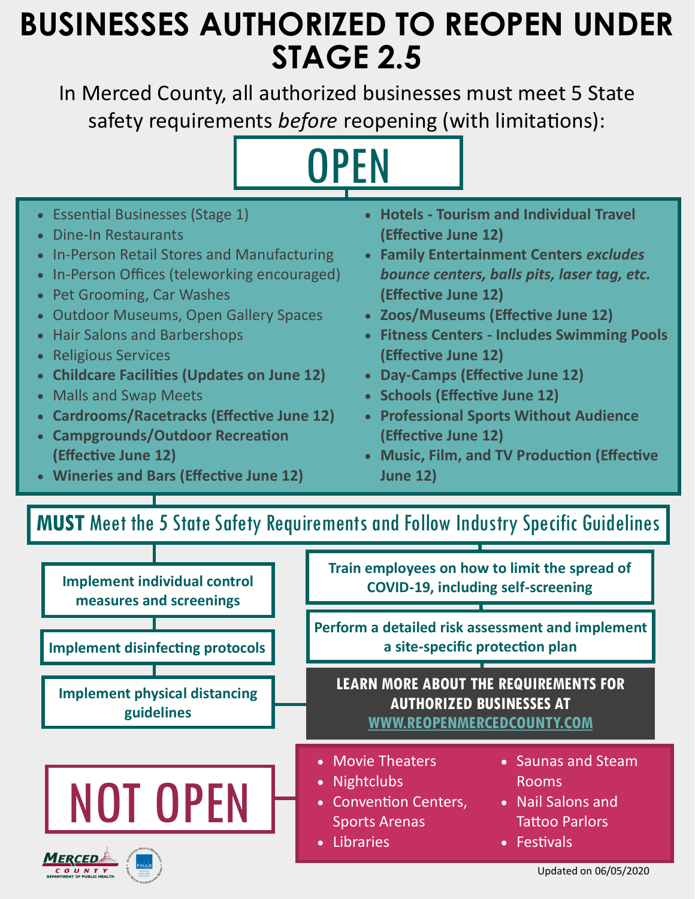# BUSINESSES AUTHORIZED TO REOPEN UNDER STAGE 2.5

In Merced County, all authorized businesses must meet 5 State safety requirements *before* reopening (with limitations):

## OPEN

- Essential Businesses (Stage 1)
- Dine-In Restaurants
- In-Person Retail Stores and Manufacturing
- In-Person Offices (teleworking encouraged)
- Pet Grooming, Car Washes
- Outdoor Museums, Open Gallery Spaces
- Hair Salons and Barbershops
- Religious Services
- **Childcare Facilities (Updates on June 12)**
- Malls and Swap Meets
- **Cardrooms/Racetracks (Effective June 12)**
- **Campgrounds/Outdoor Recreation (Effective June 12)**
- **Wineries and Bars (Effective June 12)**
- **Hotels - Tourism and Individual Travel (Effective June 12)**
- **Family Entertainment Centers *excludes bounce centers, balls pits, laser tag, etc.* (Effective June 12)**
- **Zoos/Museums (Effective June 12)**
- **Fitness Centers - Includes Swimming Pools (Effective June 12)**
- **Day-Camps (Effective June 12)**
- **Schools (Effective June 12)**
- **Professional Sports Without Audience (Effective June 12)**
- **Music, Film, and TV Production (Effective June 12)**

**MUST** Meet the 5 State Safety Requirements and Follow Industry Specific Guidelines

- **Implement individual control measures and screenings**
- **Implement disinfecting protocols**
- **Implement physical distancing guidelines**
- **Train employees on how to limit the spread of COVID-19, including self-screening**
- **Perform a detailed risk assessment and implement a site-specific protection plan**

**LEARN MORE ABOUT THE REQUIREMENTS FOR AUTHORIZED BUSINESSES AT WWW.REOPENMERCEDCOUNTY.COM**

## NOT OPEN

- Movie Theaters
- Nightclubs
- Convention Centers, Sports Arenas
- Libraries
- Saunas and Steam Rooms
- Nail Salons and Tattoo Parlors
- Festivals

Merced County Department of Public Health

Updated on 06/05/2020